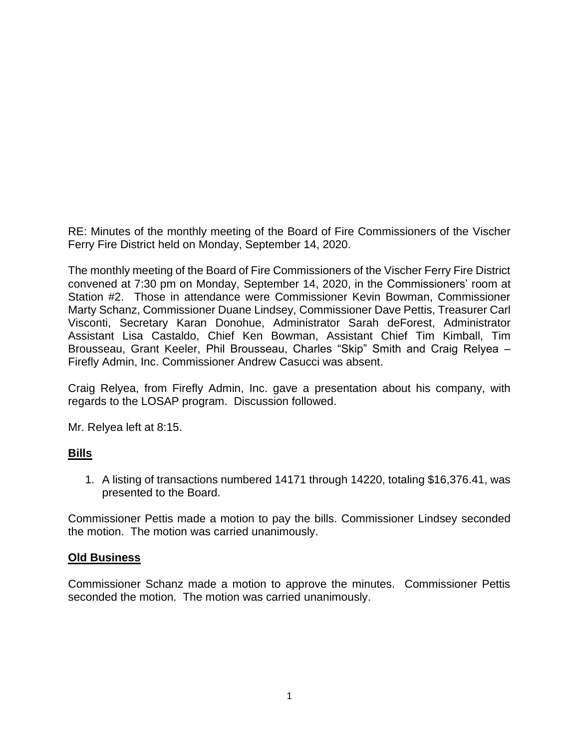RE: Minutes of the monthly meeting of the Board of Fire Commissioners of the Vischer Ferry Fire District held on Monday, September 14, 2020.

The monthly meeting of the Board of Fire Commissioners of the Vischer Ferry Fire District convened at 7:30 pm on Monday, September 14, 2020, in the Commissioners' room at Station #2. Those in attendance were Commissioner Kevin Bowman, Commissioner Marty Schanz, Commissioner Duane Lindsey, Commissioner Dave Pettis, Treasurer Carl Visconti, Secretary Karan Donohue, Administrator Sarah deForest, Administrator Assistant Lisa Castaldo, Chief Ken Bowman, Assistant Chief Tim Kimball, Tim Brousseau, Grant Keeler, Phil Brousseau, Charles "Skip" Smith and Craig Relyea – Firefly Admin, Inc. Commissioner Andrew Casucci was absent.

Craig Relyea, from Firefly Admin, Inc. gave a presentation about his company, with regards to the LOSAP program. Discussion followed.

Mr. Relyea left at 8:15.

## Bills

1. A listing of transactions numbered 14171 through 14220, totaling $16,376.41, was presented to the Board.

Commissioner Pettis made a motion to pay the bills. Commissioner Lindsey seconded the motion. The motion was carried unanimously.

## Old Business

Commissioner Schanz made a motion to approve the minutes. Commissioner Pettis seconded the motion. The motion was carried unanimously.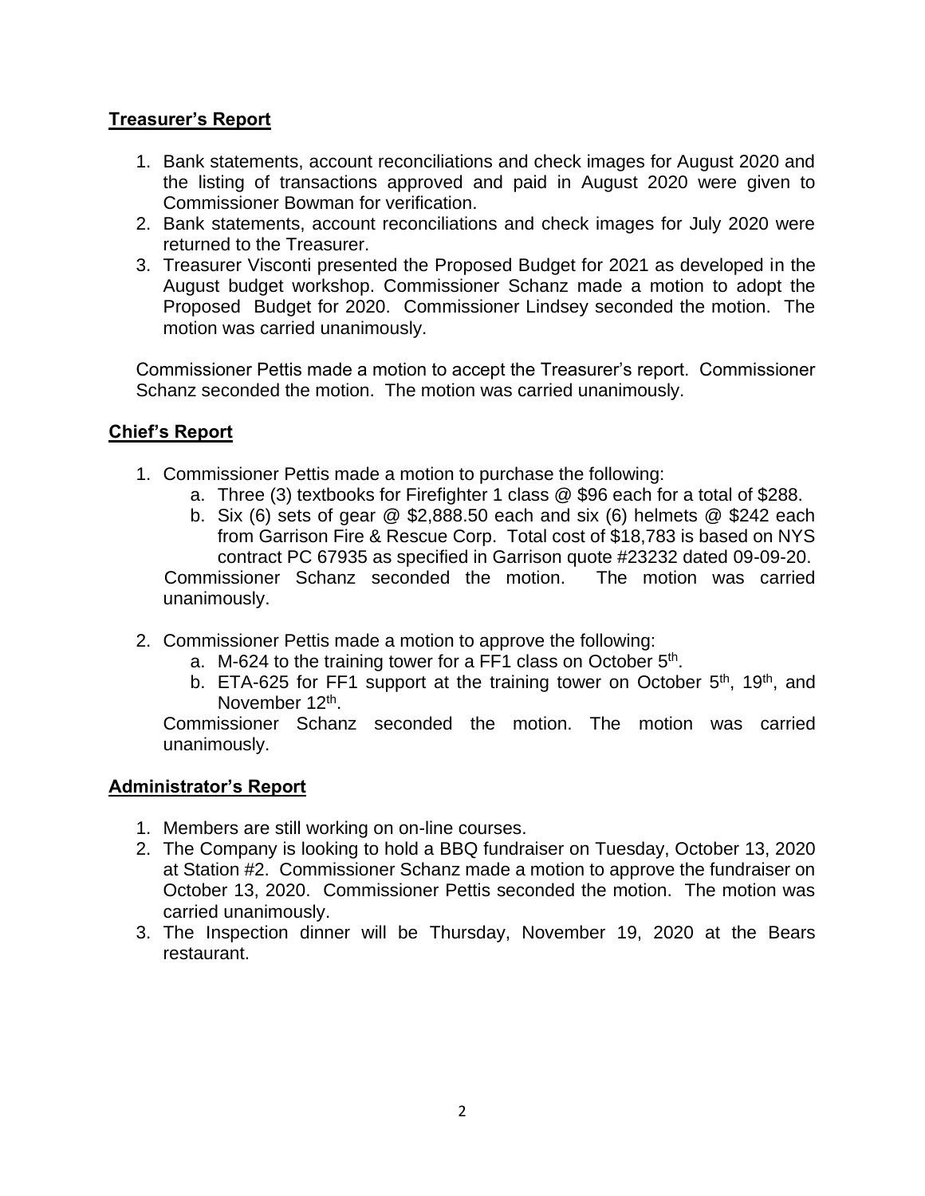## Treasurer's Report

1. Bank statements, account reconciliations and check images for August 2020 and the listing of transactions approved and paid in August 2020 were given to Commissioner Bowman for verification.
2. Bank statements, account reconciliations and check images for July 2020 were returned to the Treasurer.
3. Treasurer Visconti presented the Proposed Budget for 2021 as developed in the August budget workshop. Commissioner Schanz made a motion to adopt the Proposed Budget for 2020. Commissioner Lindsey seconded the motion. The motion was carried unanimously.

Commissioner Pettis made a motion to accept the Treasurer's report. Commissioner Schanz seconded the motion. The motion was carried unanimously.

## Chief's Report

1. Commissioner Pettis made a motion to purchase the following:
   a. Three (3) textbooks for Firefighter 1 class @ $96 each for a total of $288.
   b. Six (6) sets of gear @ $2,888.50 each and six (6) helmets @ $242 each from Garrison Fire & Rescue Corp. Total cost of $18,783 is based on NYS contract PC 67935 as specified in Garrison quote #23232 dated 09-09-20.

   Commissioner Schanz seconded the motion. The motion was carried unanimously.

2. Commissioner Pettis made a motion to approve the following:
   a. M-624 to the training tower for a FF1 class on October 5th.
   b. ETA-625 for FF1 support at the training tower on October 5th, 19th, and November 12th.

   Commissioner Schanz seconded the motion. The motion was carried unanimously.

## Administrator's Report

1. Members are still working on on-line courses.
2. The Company is looking to hold a BBQ fundraiser on Tuesday, October 13, 2020 at Station #2. Commissioner Schanz made a motion to approve the fundraiser on October 13, 2020. Commissioner Pettis seconded the motion. The motion was carried unanimously.
3. The Inspection dinner will be Thursday, November 19, 2020 at the Bears restaurant.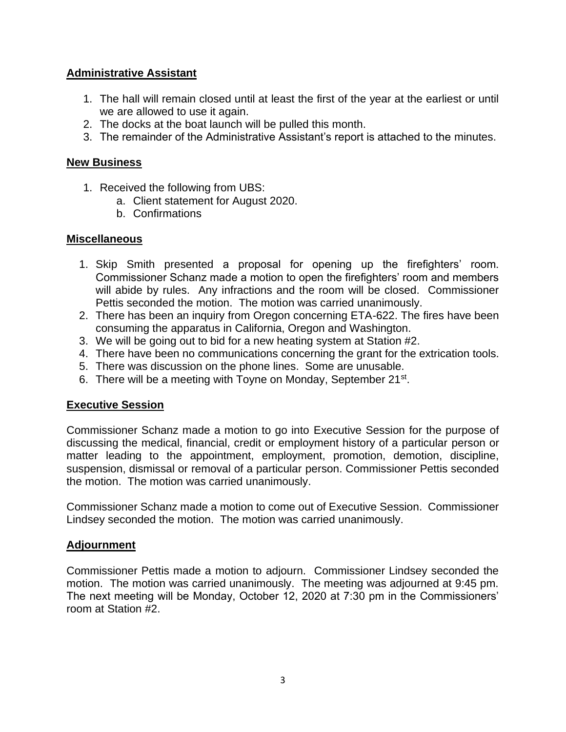## Administrative Assistant

1. The hall will remain closed until at least the first of the year at the earliest or until we are allowed to use it again.
2. The docks at the boat launch will be pulled this month.
3. The remainder of the Administrative Assistant's report is attached to the minutes.

## New Business

1. Received the following from UBS:
   a. Client statement for August 2020.
   b. Confirmations

## Miscellaneous

1. Skip Smith presented a proposal for opening up the firefighters' room. Commissioner Schanz made a motion to open the firefighters' room and members will abide by rules. Any infractions and the room will be closed. Commissioner Pettis seconded the motion. The motion was carried unanimously.
2. There has been an inquiry from Oregon concerning ETA-622. The fires have been consuming the apparatus in California, Oregon and Washington.
3. We will be going out to bid for a new heating system at Station #2.
4. There have been no communications concerning the grant for the extrication tools.
5. There was discussion on the phone lines. Some are unusable.
6. There will be a meeting with Toyne on Monday, September 21st.

## Executive Session

Commissioner Schanz made a motion to go into Executive Session for the purpose of discussing the medical, financial, credit or employment history of a particular person or matter leading to the appointment, employment, promotion, demotion, discipline, suspension, dismissal or removal of a particular person. Commissioner Pettis seconded the motion. The motion was carried unanimously.

Commissioner Schanz made a motion to come out of Executive Session. Commissioner Lindsey seconded the motion. The motion was carried unanimously.

## Adjournment

Commissioner Pettis made a motion to adjourn. Commissioner Lindsey seconded the motion. The motion was carried unanimously. The meeting was adjourned at 9:45 pm. The next meeting will be Monday, October 12, 2020 at 7:30 pm in the Commissioners' room at Station #2.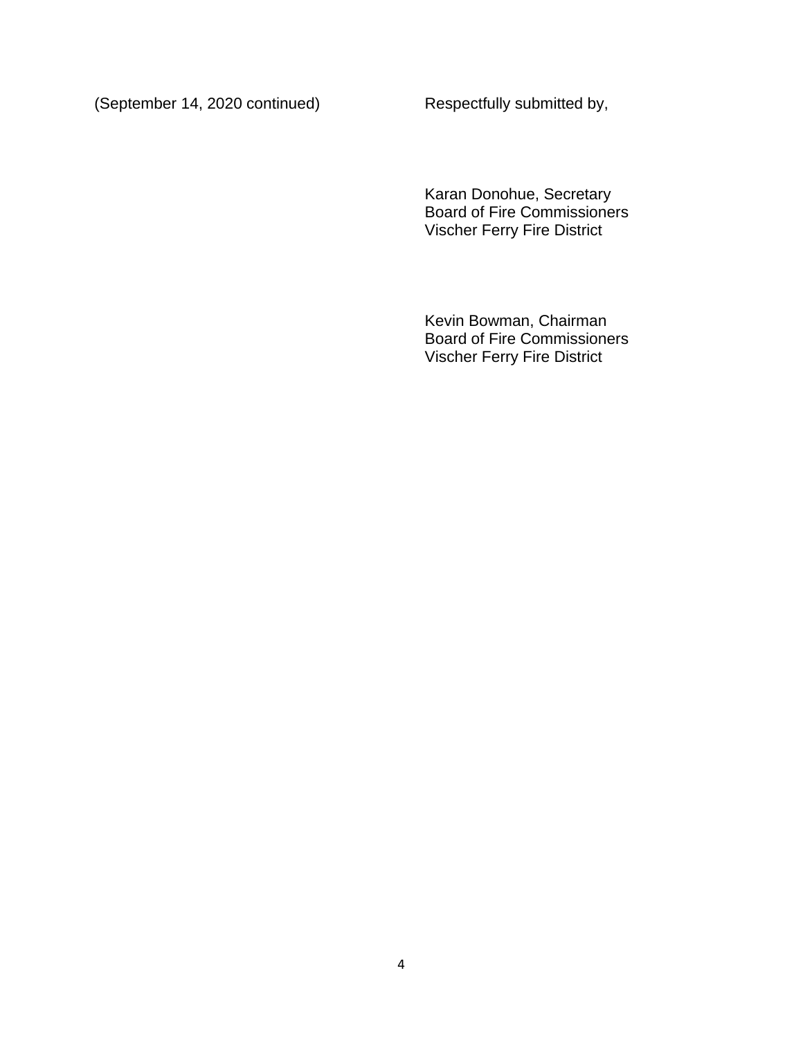(September 14, 2020 continued)

Respectfully submitted by,

Karan Donohue, Secretary
Board of Fire Commissioners
Vischer Ferry Fire District

Kevin Bowman, Chairman
Board of Fire Commissioners
Vischer Ferry Fire District